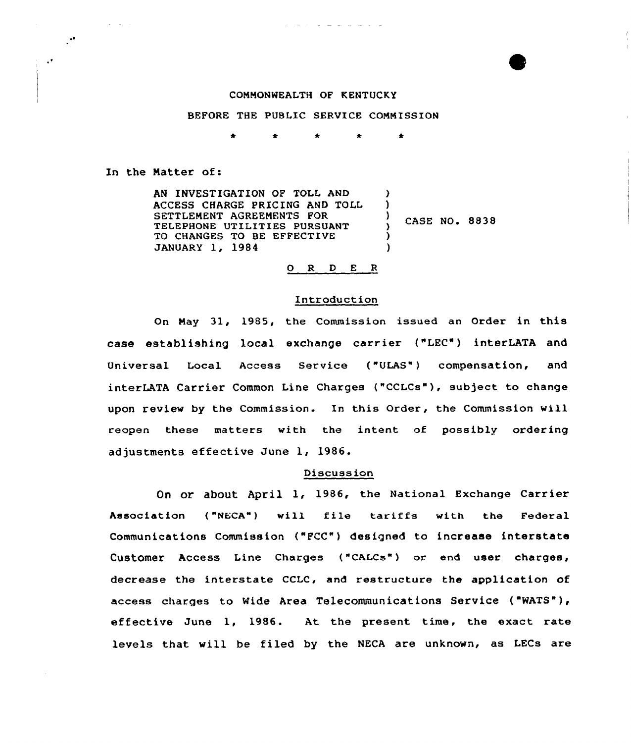COMMONWEALTH OF KENTUCKY

BEFORE THE PUBLIC SERVICE COMMISSION

\* \* \* \* \*

In the Matter of:

| | | |
|---|---|---|
| AN INVESTIGATION OF TOLL AND ACCESS CHARGE PRICING AND TOLL SETTLEMENT AGREEMENTS FOR TELEPHONE UTILITIES PURSUANT TO CHANGES TO BE EFFECTIVE JANUARY 1, 1984 | ) | CASE NO. 8838 |

## O R D E R

### Introduction

On May 31, 1985, the Commission issued an Order in this case establishing local exchange carrier ("LEC") interLATA and Universal Local Access Service ("ULAS") compensation, and interLATA Carrier Common Line Charges ("CCLCs"), subject to change upon review by the Commission. In this Order, the Commission will reopen these matters with the intent of possibly ordering adjustments effective June 1, 1986.

### Discussion

On or about April 1, 1986, the National Exchange Carrier Association ("NECA") will file tariffs with the Federal Communications Commission ("FCC") designed to increase interstate Customer Access Line Charges ("CALCs") or end user charges, decrease the interstate CCLC, and restructure the application of access charges to Wide Area Telecommunications Service ("WATS"), effective June 1, 1986. At the present time, the exact rate levels that will be filed by the NECA are unknown, as LECs are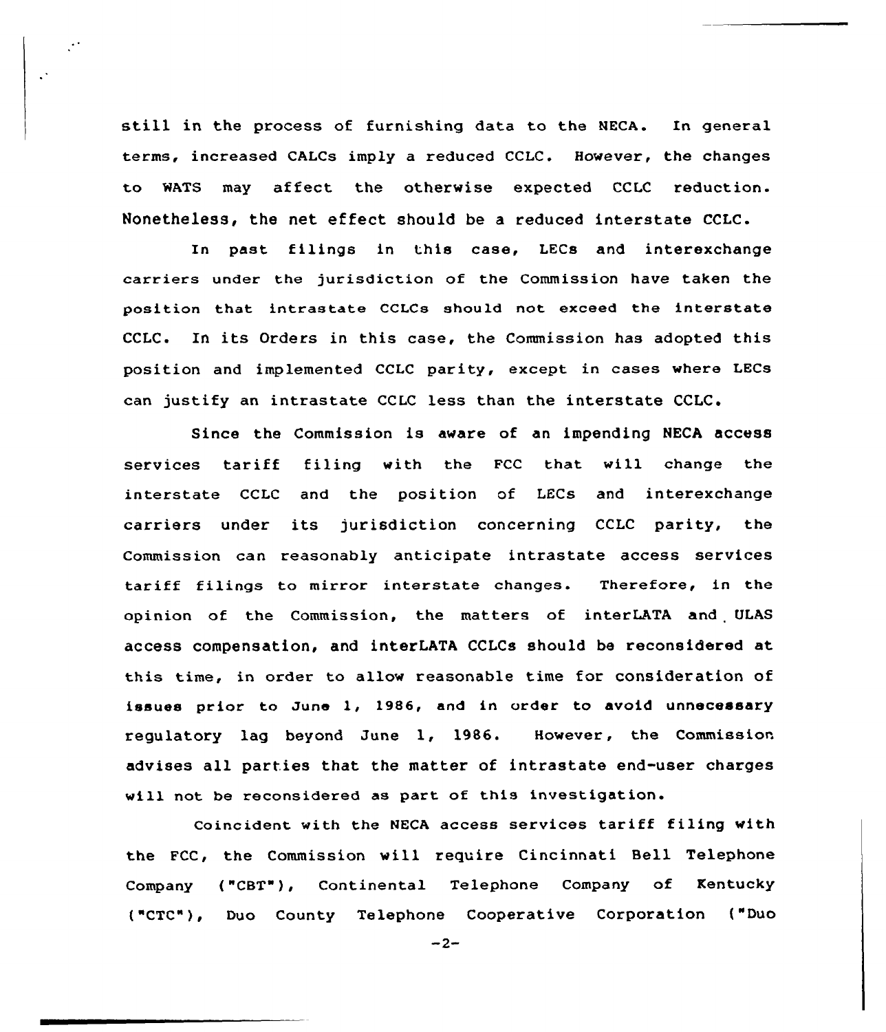still in the process of furnishing data to the NECA. In general terms, increased CALCs imply a reduced CCLC. However, the changes to WATS may affect the otherwise expected CCLC reduction. Nonetheless, the net effect should be a reduced interstate CCLC.

In past filings in this case, LECs and interexchange carriers under the jurisdiction of the Commission have taken the position that intrastate CCLCs should not exceed the interstate CCLC. In its Orders in this case, the Commission has adopted this position and implemented CCLC parity, except in cases where LECs can justify an intrastate CCLC less than the interstate CCLC.

Since the Commission is aware of an impending NECA access services tariff filing with the FCC that will change the interstate CCLC and the position of LECs and interexchange carriers under its jurisdiction concerning CCLC parity, the Commission can reasonably anticipate intrastate access services tariff filings to mirror interstate changes. Therefore, in the opinion of the Commission, the matters of interLATA and ULAS access compensation, and interLATA CCLCs should be reconsidered at this time, in order to allow reasonable time for consideration of issues prior to June 1, 1986, and in order to avoid unnecessary regulatory lag beyond June 1, 1986. However, the Commission advises all parties that the matter of intrastate end-user charges will not be reconsidered as part of this investigation.

Coincident with the NECA access services tariff filing with the FCC, the Commission will require Cincinnati Bell Telephone Company ("CBT"), Continental Telephone Company of Kentucky ("CTC"), Duo County Telephone Cooperative Corporation ("Duo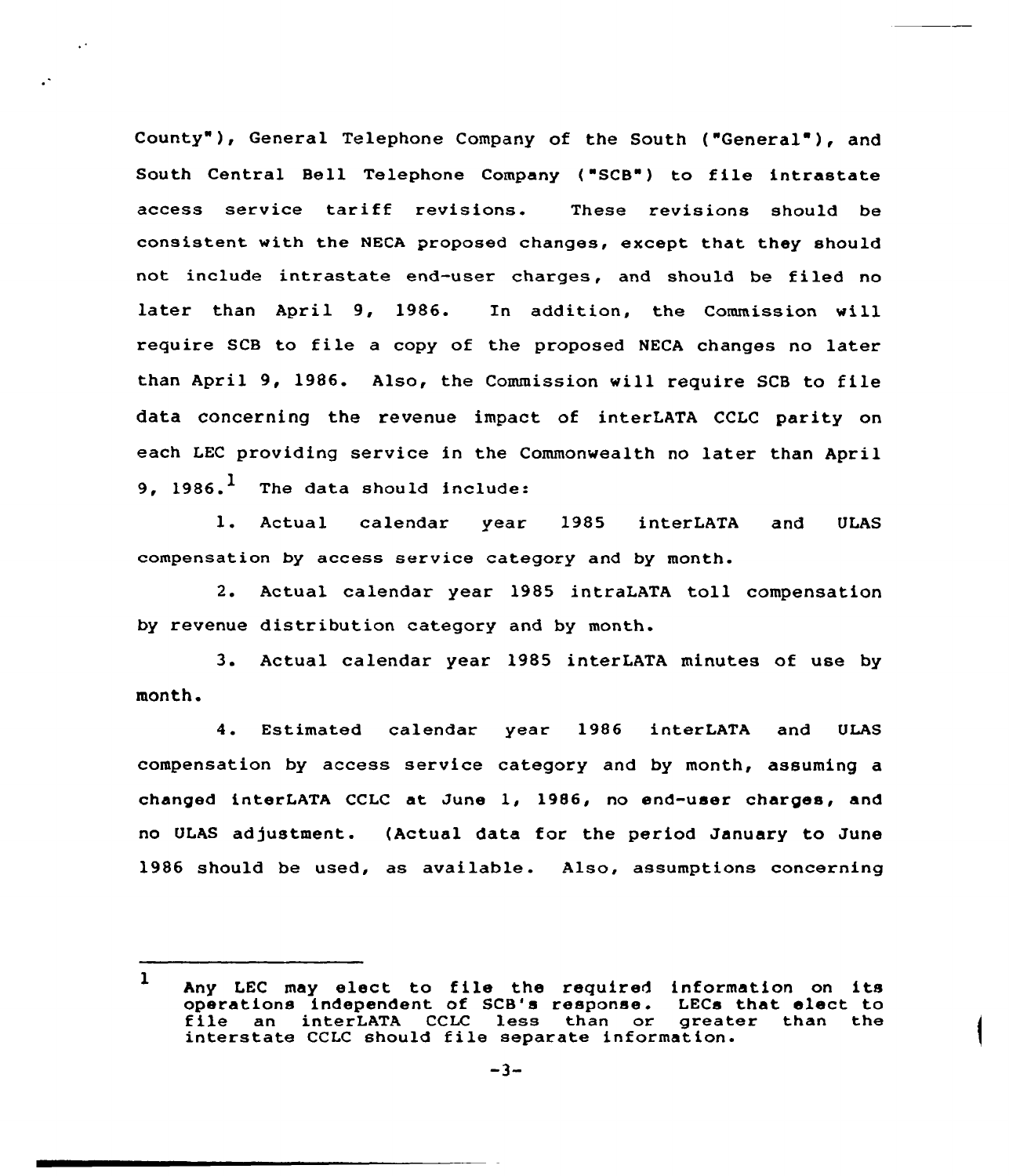County"), General Telephone Company of the South ("General"), and South Central Bell Telephone Company ("SCB") to file intrastate access service tariff revisions. These revisions should be consistent with the NECA proposed changes, except that they should not include intrastate end-user charges, and should be filed no later than April 9, 1986. In addition, the Commission will require SCB to file a copy of the proposed NECA changes no later than April 9, 1986. Also, the Commission will require SCB to file data concerning the revenue impact of interLATA CCLC parity on each LEC providing service in the Commonwealth no later than April 9, 1986.[1] The data should include:

1. Actual calendar year 1985 interLATA and ULAS compensation by access service category and by month.

2. Actual calendar year 1985 intraLATA toll compensation by revenue distribution category and by month.

3. Actual calendar year 1985 interLATA minutes of use by month.

4. Estimated calendar year 1986 interLATA and ULAS compensation by access service category and by month, assuming a changed interLATA CCLC at June 1, 1986, no end-user charges, and no ULAS adjustment. (Actual data for the period January to June 1986 should be used, as available. Also, assumptions concerning

---

[1] Any LEC may elect to file the required information on its operations independent of SCB's response. LECs that elect to file an interLATA CCLC less than or greater than the interstate CCLC should file separate information.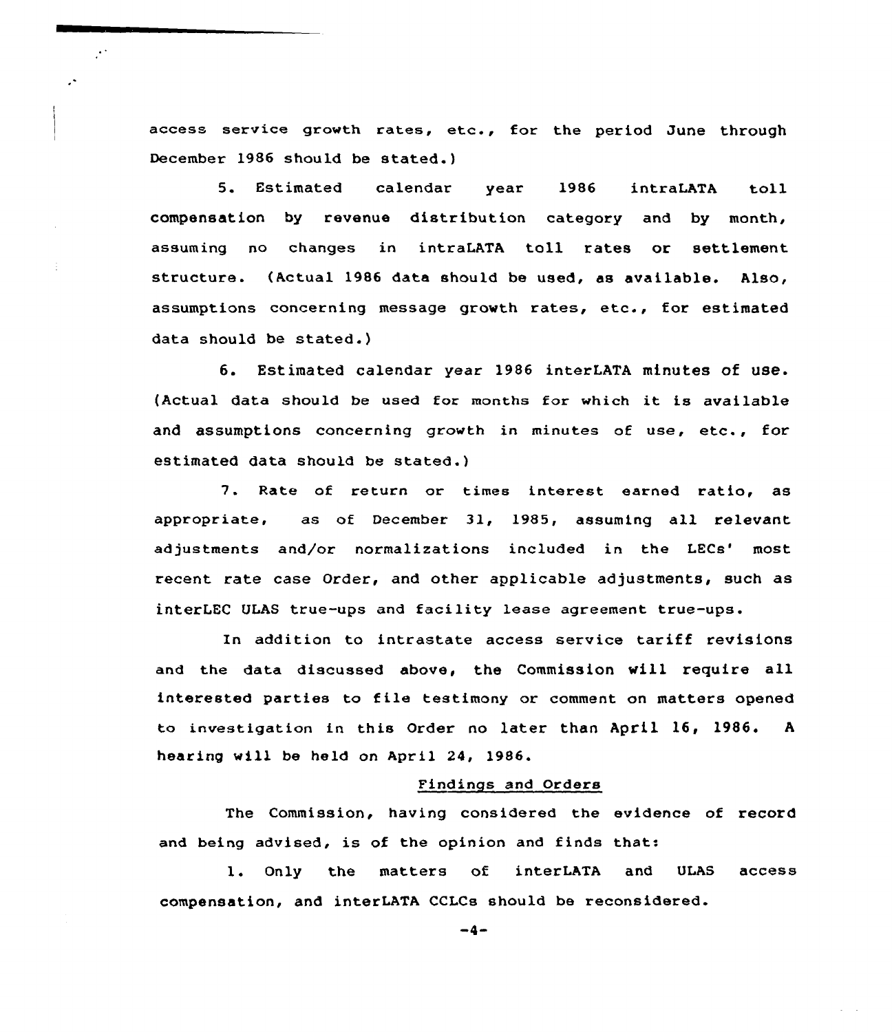access service growth rates, etc., for the period June through December 1986 should be stated.)

5. Estimated calendar year 1986 intraLATA toll compensation by revenue distribution category and by month, assuming no changes in intraLATA toll rates or settlement structure. (Actual 1986 data should be used, as available. Also, assumptions concerning message growth rates, etc., for estimated data should be stated.)

6. Estimated calendar year 1986 interLATA minutes of use. (Actual data should be used for months for which it is available and assumptions concerning growth in minutes of use, etc., for estimated data should be stated.)

7. Rate of return or times interest earned ratio, as appropriate, as of December 31, 1985, assuming all relevant adjustments and/or normalizations included in the LECs' most recent rate case Order, and other applicable adjustments, such as interLEC ULAS true-ups and facility lease agreement true-ups.

In addition to intrastate access service tariff revisions and the data discussed above, the Commission will require all interested parties to file testimony or comment on matters opened to investigation in this Order no later than April 16, 1986. A hearing will be held on April 24, 1986.

Findings and Orders

The Commission, having considered the evidence of record and being advised, is of the opinion and finds that:

1. Only the matters of interLATA and ULAS access compensation, and interLATA CCLCs should be reconsidered.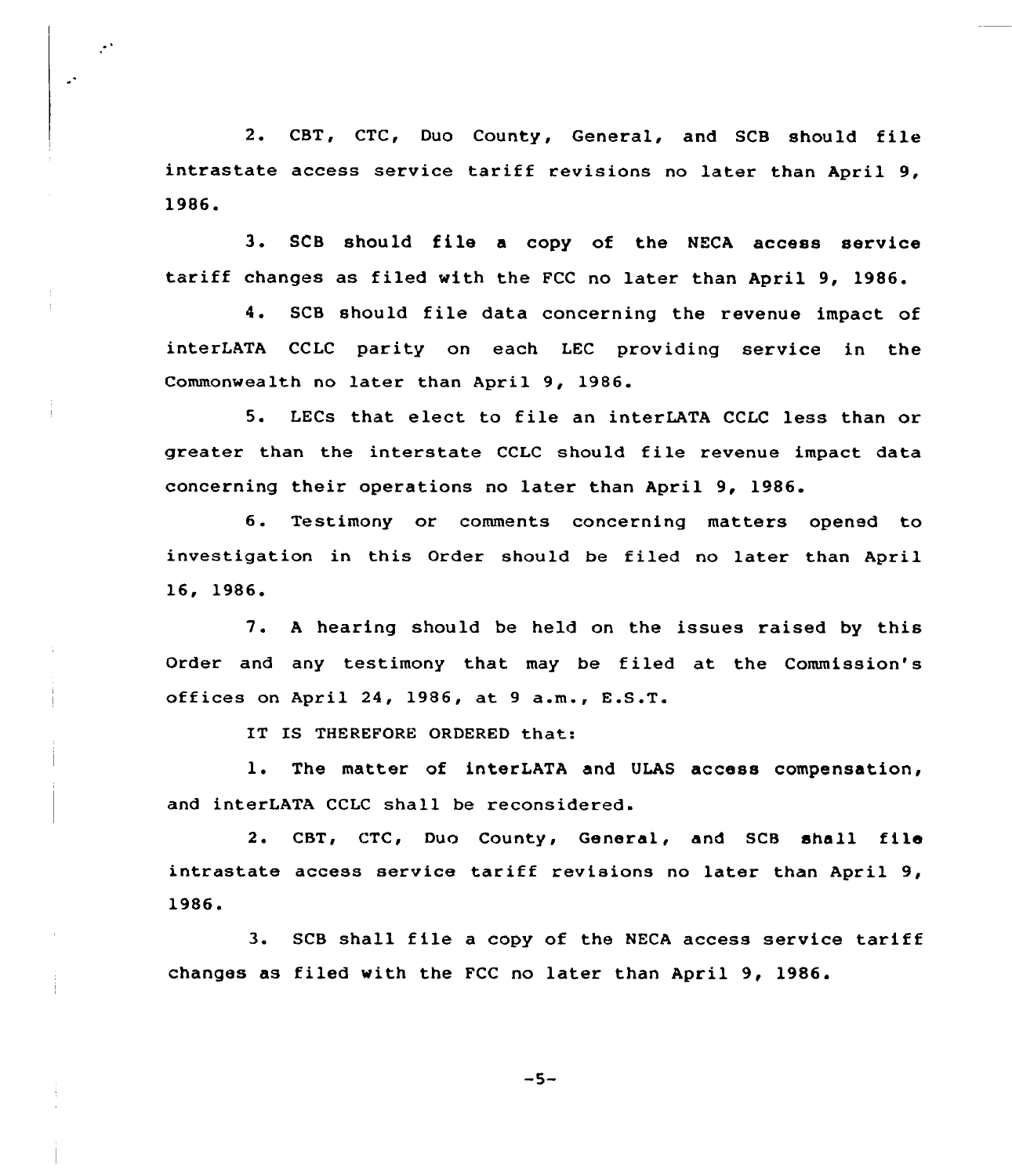2. CBT, CTC, Duo County, General, and SCB should file intrastate access service tariff revisions no later than April 9, 1986.

3. SCB should file a copy of the NECA access service tariff changes as filed with the FCC no later than April 9, 1986.

4. SCB should file data concerning the revenue impact of interLATA CCLC parity on each LEC providing service in the Commonwealth no later than April 9, 1986.

5. LECs that elect to file an interLATA CCLC less than or greater than the interstate CCLC should file revenue impact data concerning their operations no later than April 9, 1986.

6. Testimony or comments concerning matters opened to investigation in this Order should be filed no later than April 16, 1986.

7. A hearing should be held on the issues raised by this Order and any testimony that may be filed at the Commission's offices on April 24, 1986, at 9 a.m., E.S.T.

IT IS THEREFORE ORDERED that:

1. The matter of interLATA and ULAS access compensation, and interLATA CCLC shall be reconsidered.

2. CBT, CTC, Duo County, General, and SCB shall file intrastate access service tariff revisions no later than April 9, 1986.

3. SCB shall file a copy of the NECA access service tariff changes as filed with the FCC no later than April 9, 1986.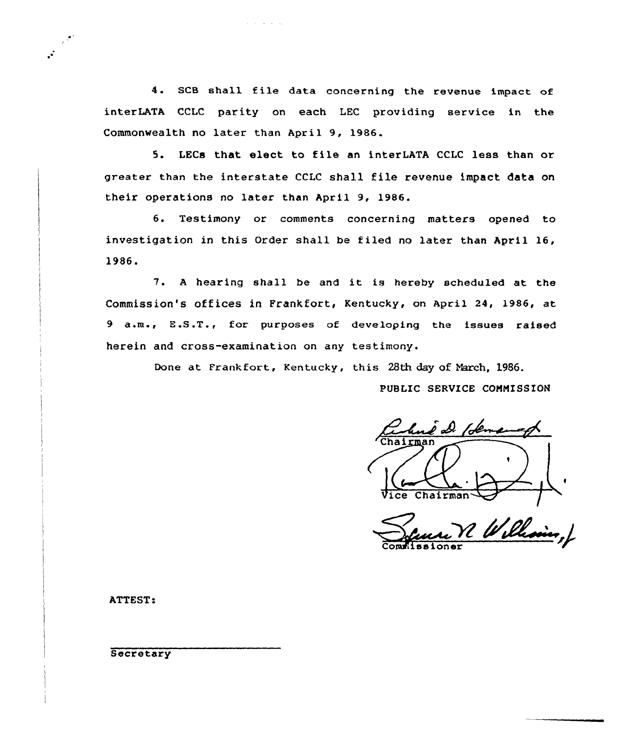4. SCB shall file data concerning the revenue impact of interLATA CCLC parity on each LEC providing service in the Commonwealth no later than April 9, 1986.

5. LECs that elect to file an interLATA CCLC less than or greater than the interstate CCLC shall file revenue impact data on their operations no later than April 9, 1986.

6. Testimony or comments concerning matters opened to investigation in this Order shall be filed no later than April 16, 1986.

7. A hearing shall be and it is hereby scheduled at the Commission's offices in Frankfort, Kentucky, on April 24, 1986, at 9 a.m., E.S.T., for purposes of developing the issues raised herein and cross-examination on any testimony.

Done at Frankfort, Kentucky, this 28th day of March, 1986.

PUBLIC SERVICE COMMISSION

Chairman

Vice Chairman

Commissioner

ATTEST:

Secretary